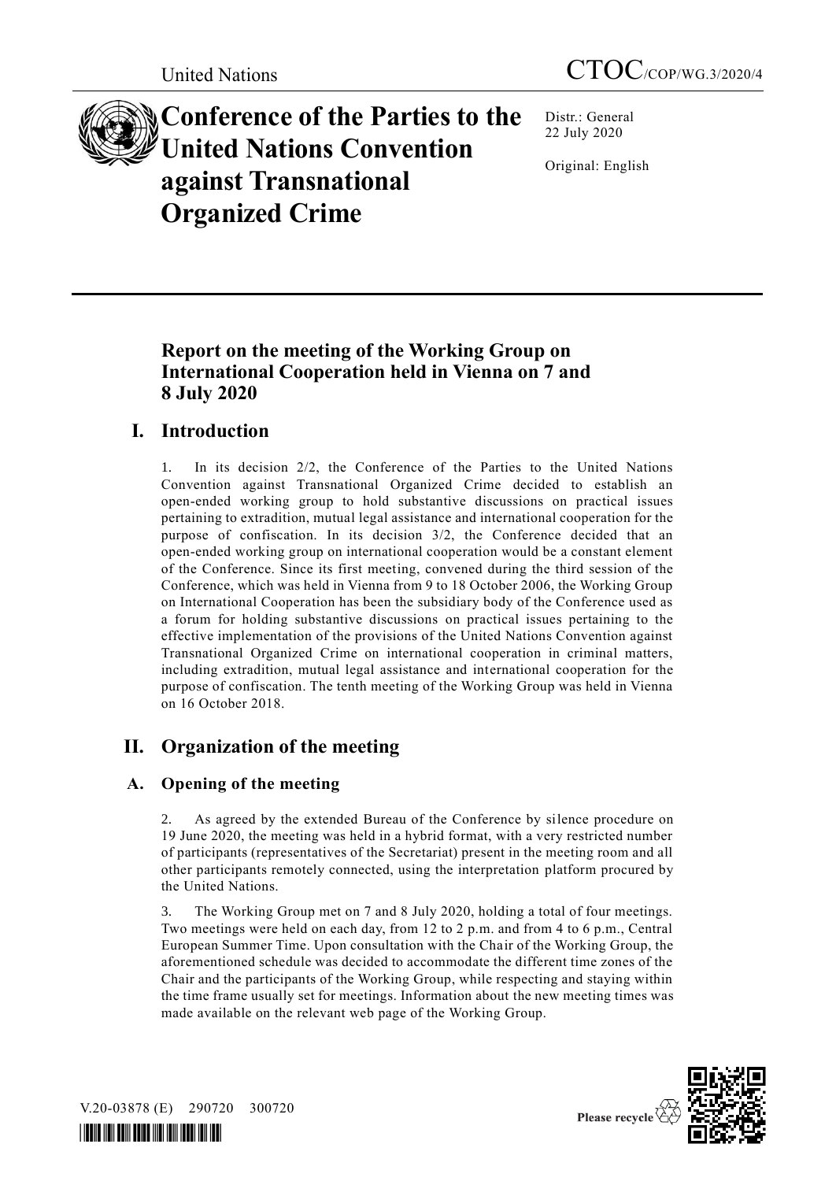United Nations CTOC/COP/WG.3/2020/4

# Conference of the Parties to the United Nations Convention against Transnational Organized Crime

Distr.: General
22 July 2020

Original: English

## Report on the meeting of the Working Group on International Cooperation held in Vienna on 7 and 8 July 2020

## I. Introduction

1. In its decision 2/2, the Conference of the Parties to the United Nations Convention against Transnational Organized Crime decided to establish an open-ended working group to hold substantive discussions on practical issues pertaining to extradition, mutual legal assistance and international cooperation for the purpose of confiscation. In its decision 3/2, the Conference decided that an open-ended working group on international cooperation would be a constant element of the Conference. Since its first meeting, convened during the third session of the Conference, which was held in Vienna from 9 to 18 October 2006, the Working Group on International Cooperation has been the subsidiary body of the Conference used as a forum for holding substantive discussions on practical issues pertaining to the effective implementation of the provisions of the United Nations Convention against Transnational Organized Crime on international cooperation in criminal matters, including extradition, mutual legal assistance and international cooperation for the purpose of confiscation. The tenth meeting of the Working Group was held in Vienna on 16 October 2018.

## II. Organization of the meeting

### A. Opening of the meeting

2. As agreed by the extended Bureau of the Conference by silence procedure on 19 June 2020, the meeting was held in a hybrid format, with a very restricted number of participants (representatives of the Secretariat) present in the meeting room and all other participants remotely connected, using the interpretation platform procured by the United Nations.

3. The Working Group met on 7 and 8 July 2020, holding a total of four meetings. Two meetings were held on each day, from 12 to 2 p.m. and from 4 to 6 p.m., Central European Summer Time. Upon consultation with the Chair of the Working Group, the aforementioned schedule was decided to accommodate the different time zones of the Chair and the participants of the Working Group, while respecting and staying within the time frame usually set for meetings. Information about the new meeting times was made available on the relevant web page of the Working Group.

V.20-03878 (E) 290720 300720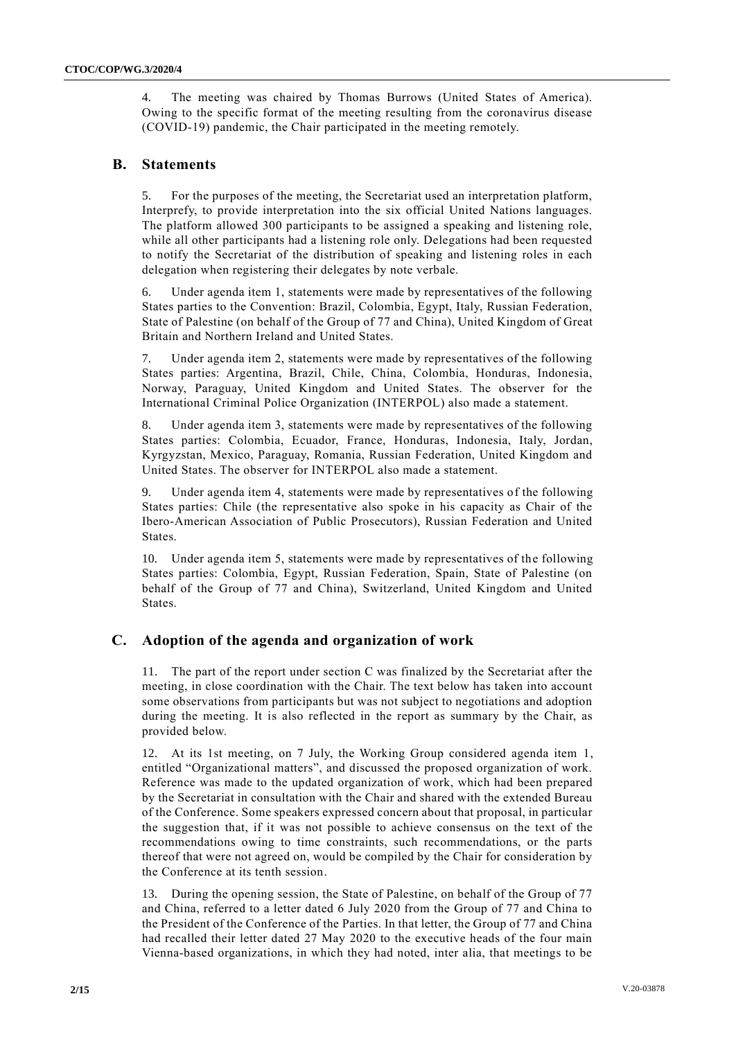4. The meeting was chaired by Thomas Burrows (United States of America). Owing to the specific format of the meeting resulting from the coronavirus disease (COVID-19) pandemic, the Chair participated in the meeting remotely.

## B. Statements

5. For the purposes of the meeting, the Secretariat used an interpretation platform, Interprefy, to provide interpretation into the six official United Nations languages. The platform allowed 300 participants to be assigned a speaking and listening role, while all other participants had a listening role only. Delegations had been requested to notify the Secretariat of the distribution of speaking and listening roles in each delegation when registering their delegates by note verbale.

6. Under agenda item 1, statements were made by representatives of the following States parties to the Convention: Brazil, Colombia, Egypt, Italy, Russian Federation, State of Palestine (on behalf of the Group of 77 and China), United Kingdom of Great Britain and Northern Ireland and United States.

7. Under agenda item 2, statements were made by representatives of the following States parties: Argentina, Brazil, Chile, China, Colombia, Honduras, Indonesia, Norway, Paraguay, United Kingdom and United States. The observer for the International Criminal Police Organization (INTERPOL) also made a statement.

8. Under agenda item 3, statements were made by representatives of the following States parties: Colombia, Ecuador, France, Honduras, Indonesia, Italy, Jordan, Kyrgyzstan, Mexico, Paraguay, Romania, Russian Federation, United Kingdom and United States. The observer for INTERPOL also made a statement.

9. Under agenda item 4, statements were made by representatives of the following States parties: Chile (the representative also spoke in his capacity as Chair of the Ibero-American Association of Public Prosecutors), Russian Federation and United States.

10. Under agenda item 5, statements were made by representatives of the following States parties: Colombia, Egypt, Russian Federation, Spain, State of Palestine (on behalf of the Group of 77 and China), Switzerland, United Kingdom and United States.

## C. Adoption of the agenda and organization of work

11. The part of the report under section C was finalized by the Secretariat after the meeting, in close coordination with the Chair. The text below has taken into account some observations from participants but was not subject to negotiations and adoption during the meeting. It is also reflected in the report as summary by the Chair, as provided below.

12. At its 1st meeting, on 7 July, the Working Group considered agenda item 1, entitled "Organizational matters", and discussed the proposed organization of work. Reference was made to the updated organization of work, which had been prepared by the Secretariat in consultation with the Chair and shared with the extended Bureau of the Conference. Some speakers expressed concern about that proposal, in particular the suggestion that, if it was not possible to achieve consensus on the text of the recommendations owing to time constraints, such recommendations, or the parts thereof that were not agreed on, would be compiled by the Chair for consideration by the Conference at its tenth session.

13. During the opening session, the State of Palestine, on behalf of the Group of 77 and China, referred to a letter dated 6 July 2020 from the Group of 77 and China to the President of the Conference of the Parties. In that letter, the Group of 77 and China had recalled their letter dated 27 May 2020 to the executive heads of the four main Vienna-based organizations, in which they had noted, inter alia, that meetings to be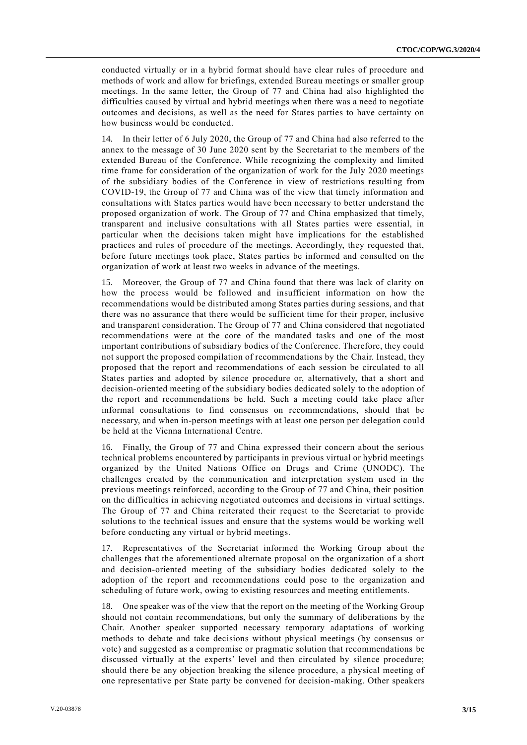conducted virtually or in a hybrid format should have clear rules of procedure and methods of work and allow for briefings, extended Bureau meetings or smaller group meetings. In the same letter, the Group of 77 and China had also highlighted the difficulties caused by virtual and hybrid meetings when there was a need to negotiate outcomes and decisions, as well as the need for States parties to have certainty on how business would be conducted.

14. In their letter of 6 July 2020, the Group of 77 and China had also referred to the annex to the message of 30 June 2020 sent by the Secretariat to the members of the extended Bureau of the Conference. While recognizing the complexity and limited time frame for consideration of the organization of work for the July 2020 meetings of the subsidiary bodies of the Conference in view of restrictions resulting from COVID-19, the Group of 77 and China was of the view that timely information and consultations with States parties would have been necessary to better understand the proposed organization of work. The Group of 77 and China emphasized that timely, transparent and inclusive consultations with all States parties were essential, in particular when the decisions taken might have implications for the established practices and rules of procedure of the meetings. Accordingly, they requested that, before future meetings took place, States parties be informed and consulted on the organization of work at least two weeks in advance of the meetings.

15. Moreover, the Group of 77 and China found that there was lack of clarity on how the process would be followed and insufficient information on how the recommendations would be distributed among States parties during sessions, and that there was no assurance that there would be sufficient time for their proper, inclusive and transparent consideration. The Group of 77 and China considered that negotiated recommendations were at the core of the mandated tasks and one of the most important contributions of subsidiary bodies of the Conference. Therefore, they could not support the proposed compilation of recommendations by the Chair. Instead, they proposed that the report and recommendations of each session be circulated to all States parties and adopted by silence procedure or, alternatively, that a short and decision-oriented meeting of the subsidiary bodies dedicated solely to the adoption of the report and recommendations be held. Such a meeting could take place after informal consultations to find consensus on recommendations, should that be necessary, and when in-person meetings with at least one person per delegation could be held at the Vienna International Centre.

16. Finally, the Group of 77 and China expressed their concern about the serious technical problems encountered by participants in previous virtual or hybrid meetings organized by the United Nations Office on Drugs and Crime (UNODC). The challenges created by the communication and interpretation system used in the previous meetings reinforced, according to the Group of 77 and China, their position on the difficulties in achieving negotiated outcomes and decisions in virtual settings. The Group of 77 and China reiterated their request to the Secretariat to provide solutions to the technical issues and ensure that the systems would be working well before conducting any virtual or hybrid meetings.

17. Representatives of the Secretariat informed the Working Group about the challenges that the aforementioned alternate proposal on the organization of a short and decision-oriented meeting of the subsidiary bodies dedicated solely to the adoption of the report and recommendations could pose to the organization and scheduling of future work, owing to existing resources and meeting entitlements.

18. One speaker was of the view that the report on the meeting of the Working Group should not contain recommendations, but only the summary of deliberations by the Chair. Another speaker supported necessary temporary adaptations of working methods to debate and take decisions without physical meetings (by consensus or vote) and suggested as a compromise or pragmatic solution that recommendations be discussed virtually at the experts' level and then circulated by silence procedure; should there be any objection breaking the silence procedure, a physical meeting of one representative per State party be convened for decision-making. Other speakers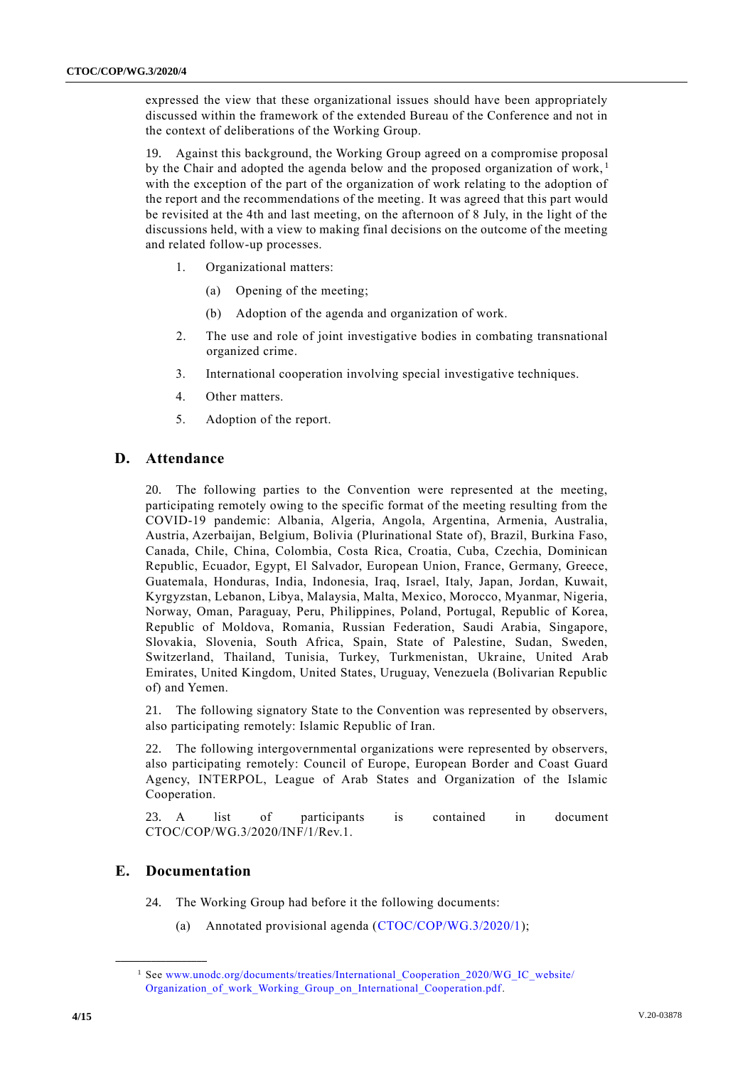expressed the view that these organizational issues should have been appropriately discussed within the framework of the extended Bureau of the Conference and not in the context of deliberations of the Working Group.

19. Against this background, the Working Group agreed on a compromise proposal by the Chair and adopted the agenda below and the proposed organization of work,[1] with the exception of the part of the organization of work relating to the adoption of the report and the recommendations of the meeting. It was agreed that this part would be revisited at the 4th and last meeting, on the afternoon of 8 July, in the light of the discussions held, with a view to making final decisions on the outcome of the meeting and related follow-up processes.

1. Organizational matters:
   (a) Opening of the meeting;
   (b) Adoption of the agenda and organization of work.
2. The use and role of joint investigative bodies in combating transnational organized crime.
3. International cooperation involving special investigative techniques.
4. Other matters.
5. Adoption of the report.

## D. Attendance

20. The following parties to the Convention were represented at the meeting, participating remotely owing to the specific format of the meeting resulting from the COVID-19 pandemic: Albania, Algeria, Angola, Argentina, Armenia, Australia, Austria, Azerbaijan, Belgium, Bolivia (Plurinational State of), Brazil, Burkina Faso, Canada, Chile, China, Colombia, Costa Rica, Croatia, Cuba, Czechia, Dominican Republic, Ecuador, Egypt, El Salvador, European Union, France, Germany, Greece, Guatemala, Honduras, India, Indonesia, Iraq, Israel, Italy, Japan, Jordan, Kuwait, Kyrgyzstan, Lebanon, Libya, Malaysia, Malta, Mexico, Morocco, Myanmar, Nigeria, Norway, Oman, Paraguay, Peru, Philippines, Poland, Portugal, Republic of Korea, Republic of Moldova, Romania, Russian Federation, Saudi Arabia, Singapore, Slovakia, Slovenia, South Africa, Spain, State of Palestine, Sudan, Sweden, Switzerland, Thailand, Tunisia, Turkey, Turkmenistan, Ukraine, United Arab Emirates, United Kingdom, United States, Uruguay, Venezuela (Bolivarian Republic of) and Yemen.

21. The following signatory State to the Convention was represented by observers, also participating remotely: Islamic Republic of Iran.

22. The following intergovernmental organizations were represented by observers, also participating remotely: Council of Europe, European Border and Coast Guard Agency, INTERPOL, League of Arab States and Organization of the Islamic Cooperation.

23. A list of participants is contained in document CTOC/COP/WG.3/2020/INF/1/Rev.1.

## E. Documentation

24. The Working Group had before it the following documents:

(a) Annotated provisional agenda (CTOC/COP/WG.3/2020/1);

---

[1] See www.unodc.org/documents/treaties/International_Cooperation_2020/WG_IC_website/Organization_of_work_Working_Group_on_International_Cooperation.pdf.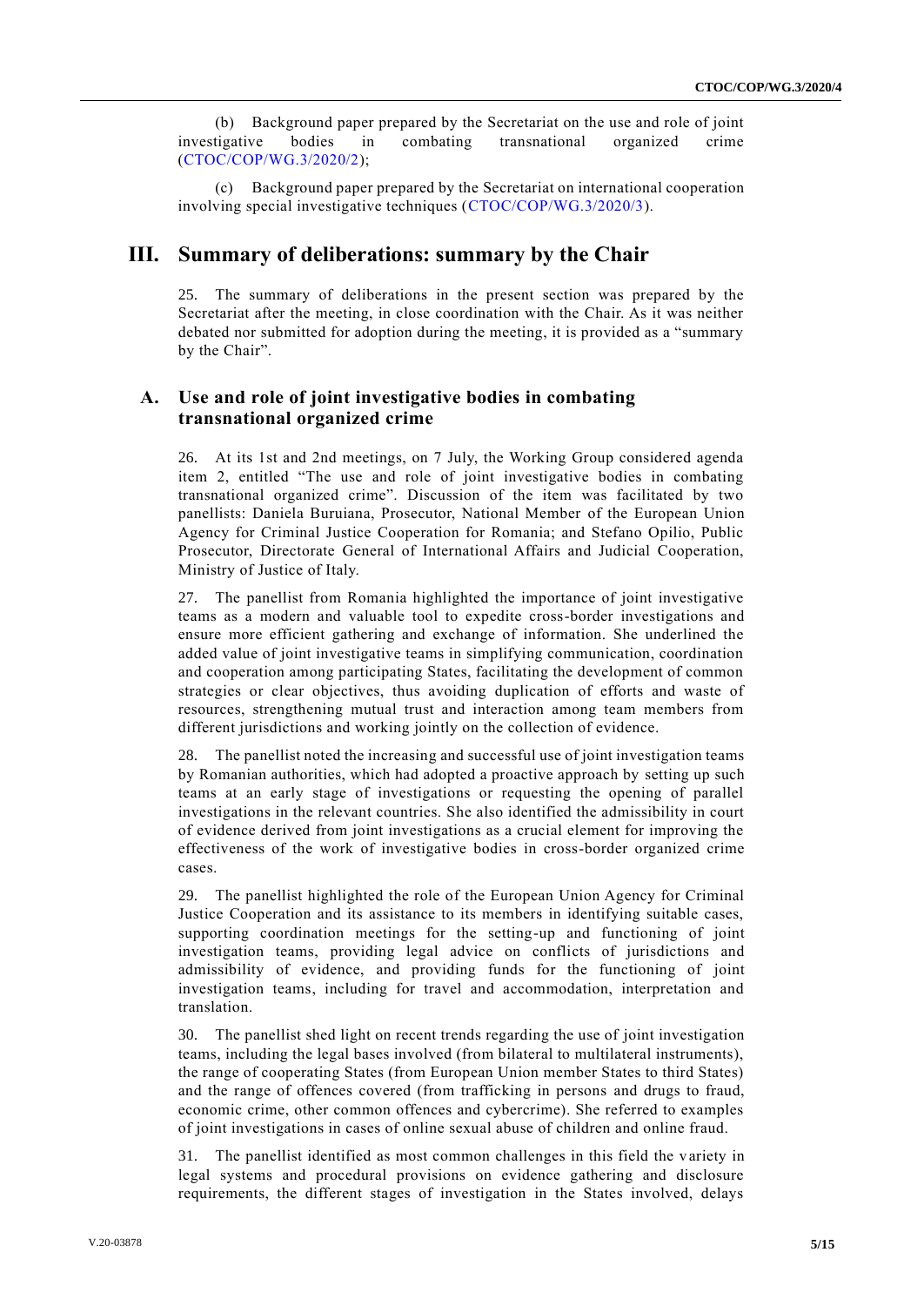(b) Background paper prepared by the Secretariat on the use and role of joint investigative bodies in combating transnational organized crime (CTOC/COP/WG.3/2020/2);

(c) Background paper prepared by the Secretariat on international cooperation involving special investigative techniques (CTOC/COP/WG.3/2020/3).

# III. Summary of deliberations: summary by the Chair

25. The summary of deliberations in the present section was prepared by the Secretariat after the meeting, in close coordination with the Chair. As it was neither debated nor submitted for adoption during the meeting, it is provided as a "summary by the Chair".

## A. Use and role of joint investigative bodies in combating transnational organized crime

26. At its 1st and 2nd meetings, on 7 July, the Working Group considered agenda item 2, entitled "The use and role of joint investigative bodies in combating transnational organized crime". Discussion of the item was facilitated by two panellists: Daniela Buruiana, Prosecutor, National Member of the European Union Agency for Criminal Justice Cooperation for Romania; and Stefano Opilio, Public Prosecutor, Directorate General of International Affairs and Judicial Cooperation, Ministry of Justice of Italy.

27. The panellist from Romania highlighted the importance of joint investigative teams as a modern and valuable tool to expedite cross-border investigations and ensure more efficient gathering and exchange of information. She underlined the added value of joint investigative teams in simplifying communication, coordination and cooperation among participating States, facilitating the development of common strategies or clear objectives, thus avoiding duplication of efforts and waste of resources, strengthening mutual trust and interaction among team members from different jurisdictions and working jointly on the collection of evidence.

28. The panellist noted the increasing and successful use of joint investigation teams by Romanian authorities, which had adopted a proactive approach by setting up such teams at an early stage of investigations or requesting the opening of parallel investigations in the relevant countries. She also identified the admissibility in court of evidence derived from joint investigations as a crucial element for improving the effectiveness of the work of investigative bodies in cross-border organized crime cases.

29. The panellist highlighted the role of the European Union Agency for Criminal Justice Cooperation and its assistance to its members in identifying suitable cases, supporting coordination meetings for the setting-up and functioning of joint investigation teams, providing legal advice on conflicts of jurisdictions and admissibility of evidence, and providing funds for the functioning of joint investigation teams, including for travel and accommodation, interpretation and translation.

30. The panellist shed light on recent trends regarding the use of joint investigation teams, including the legal bases involved (from bilateral to multilateral instruments), the range of cooperating States (from European Union member States to third States) and the range of offences covered (from trafficking in persons and drugs to fraud, economic crime, other common offences and cybercrime). She referred to examples of joint investigations in cases of online sexual abuse of children and online fraud.

31. The panellist identified as most common challenges in this field the variety in legal systems and procedural provisions on evidence gathering and disclosure requirements, the different stages of investigation in the States involved, delays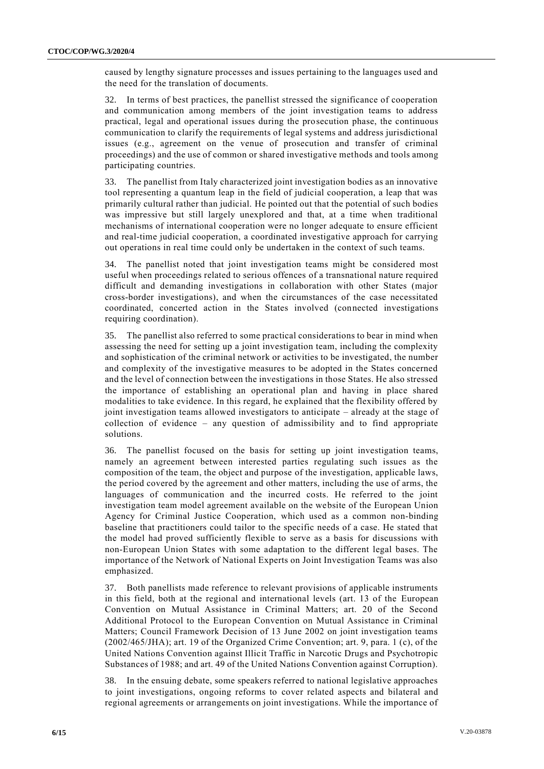caused by lengthy signature processes and issues pertaining to the languages used and the need for the translation of documents.

32. In terms of best practices, the panellist stressed the significance of cooperation and communication among members of the joint investigation teams to address practical, legal and operational issues during the prosecution phase, the continuous communication to clarify the requirements of legal systems and address jurisdictional issues (e.g., agreement on the venue of prosecution and transfer of criminal proceedings) and the use of common or shared investigative methods and tools among participating countries.

33. The panellist from Italy characterized joint investigation bodies as an innovative tool representing a quantum leap in the field of judicial cooperation, a leap that was primarily cultural rather than judicial. He pointed out that the potential of such bodies was impressive but still largely unexplored and that, at a time when traditional mechanisms of international cooperation were no longer adequate to ensure efficient and real-time judicial cooperation, a coordinated investigative approach for carrying out operations in real time could only be undertaken in the context of such teams.

34. The panellist noted that joint investigation teams might be considered most useful when proceedings related to serious offences of a transnational nature required difficult and demanding investigations in collaboration with other States (major cross-border investigations), and when the circumstances of the case necessitated coordinated, concerted action in the States involved (connected investigations requiring coordination).

35. The panellist also referred to some practical considerations to bear in mind when assessing the need for setting up a joint investigation team, including the complexity and sophistication of the criminal network or activities to be investigated, the number and complexity of the investigative measures to be adopted in the States concerned and the level of connection between the investigations in those States. He also stressed the importance of establishing an operational plan and having in place shared modalities to take evidence. In this regard, he explained that the flexibility offered by joint investigation teams allowed investigators to anticipate – already at the stage of collection of evidence – any question of admissibility and to find appropriate solutions.

36. The panellist focused on the basis for setting up joint investigation teams, namely an agreement between interested parties regulating such issues as the composition of the team, the object and purpose of the investigation, applicable laws, the period covered by the agreement and other matters, including the use of arms, the languages of communication and the incurred costs. He referred to the joint investigation team model agreement available on the website of the European Union Agency for Criminal Justice Cooperation, which used as a common non-binding baseline that practitioners could tailor to the specific needs of a case. He stated that the model had proved sufficiently flexible to serve as a basis for discussions with non-European Union States with some adaptation to the different legal bases. The importance of the Network of National Experts on Joint Investigation Teams was also emphasized.

37. Both panellists made reference to relevant provisions of applicable instruments in this field, both at the regional and international levels (art. 13 of the European Convention on Mutual Assistance in Criminal Matters; art. 20 of the Second Additional Protocol to the European Convention on Mutual Assistance in Criminal Matters; Council Framework Decision of 13 June 2002 on joint investigation teams (2002/465/JHA); art. 19 of the Organized Crime Convention; art. 9, para. 1 (c), of the United Nations Convention against Illicit Traffic in Narcotic Drugs and Psychotropic Substances of 1988; and art. 49 of the United Nations Convention against Corruption).

38. In the ensuing debate, some speakers referred to national legislative approaches to joint investigations, ongoing reforms to cover related aspects and bilateral and regional agreements or arrangements on joint investigations. While the importance of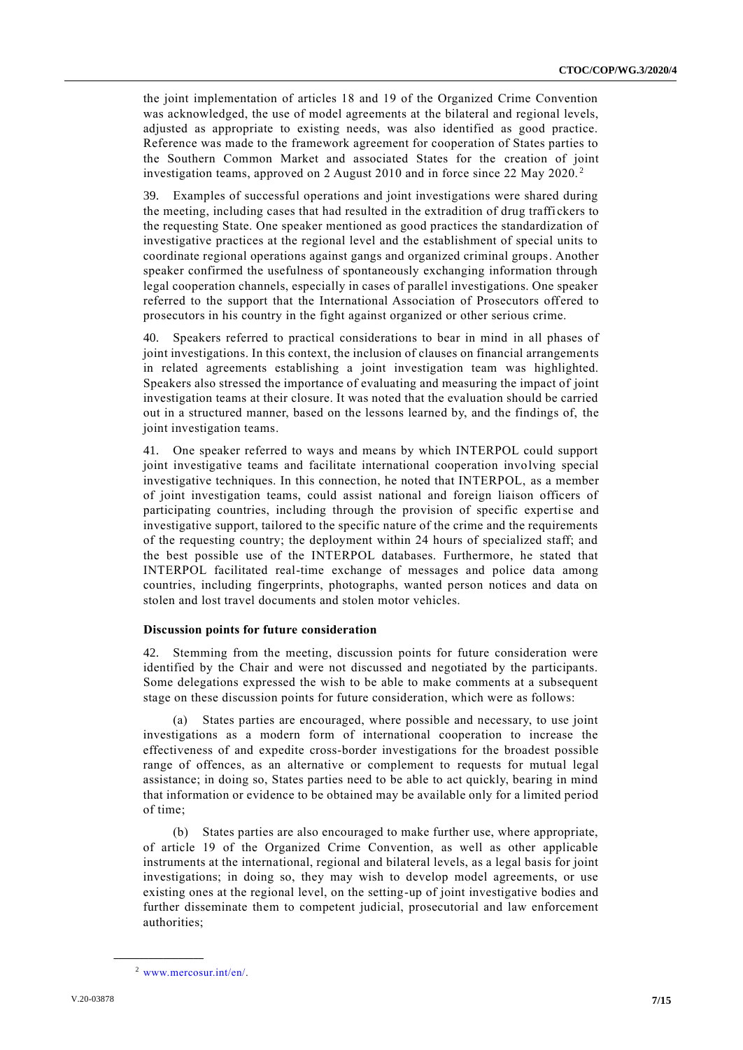the joint implementation of articles 18 and 19 of the Organized Crime Convention was acknowledged, the use of model agreements at the bilateral and regional levels, adjusted as appropriate to existing needs, was also identified as good practice. Reference was made to the framework agreement for cooperation of States parties to the Southern Common Market and associated States for the creation of joint investigation teams, approved on 2 August 2010 and in force since 22 May 2020.[2]

39. Examples of successful operations and joint investigations were shared during the meeting, including cases that had resulted in the extradition of drug traffickers to the requesting State. One speaker mentioned as good practices the standardization of investigative practices at the regional level and the establishment of special units to coordinate regional operations against gangs and organized criminal groups. Another speaker confirmed the usefulness of spontaneously exchanging information through legal cooperation channels, especially in cases of parallel investigations. One speaker referred to the support that the International Association of Prosecutors offered to prosecutors in his country in the fight against organized or other serious crime.

40. Speakers referred to practical considerations to bear in mind in all phases of joint investigations. In this context, the inclusion of clauses on financial arrangements in related agreements establishing a joint investigation team was highlighted. Speakers also stressed the importance of evaluating and measuring the impact of joint investigation teams at their closure. It was noted that the evaluation should be carried out in a structured manner, based on the lessons learned by, and the findings of, the joint investigation teams.

41. One speaker referred to ways and means by which INTERPOL could support joint investigative teams and facilitate international cooperation involving special investigative techniques. In this connection, he noted that INTERPOL, as a member of joint investigation teams, could assist national and foreign liaison officers of participating countries, including through the provision of specific expertise and investigative support, tailored to the specific nature of the crime and the requirements of the requesting country; the deployment within 24 hours of specialized staff; and the best possible use of the INTERPOL databases. Furthermore, he stated that INTERPOL facilitated real-time exchange of messages and police data among countries, including fingerprints, photographs, wanted person notices and data on stolen and lost travel documents and stolen motor vehicles.

**Discussion points for future consideration**

42. Stemming from the meeting, discussion points for future consideration were identified by the Chair and were not discussed and negotiated by the participants. Some delegations expressed the wish to be able to make comments at a subsequent stage on these discussion points for future consideration, which were as follows:

(a) States parties are encouraged, where possible and necessary, to use joint investigations as a modern form of international cooperation to increase the effectiveness of and expedite cross-border investigations for the broadest possible range of offences, as an alternative or complement to requests for mutual legal assistance; in doing so, States parties need to be able to act quickly, bearing in mind that information or evidence to be obtained may be available only for a limited period of time;

(b) States parties are also encouraged to make further use, where appropriate, of article 19 of the Organized Crime Convention, as well as other applicable instruments at the international, regional and bilateral levels, as a legal basis for joint investigations; in doing so, they may wish to develop model agreements, or use existing ones at the regional level, on the setting-up of joint investigative bodies and further disseminate them to competent judicial, prosecutorial and law enforcement authorities;

---

[2] www.mercosur.int/en/.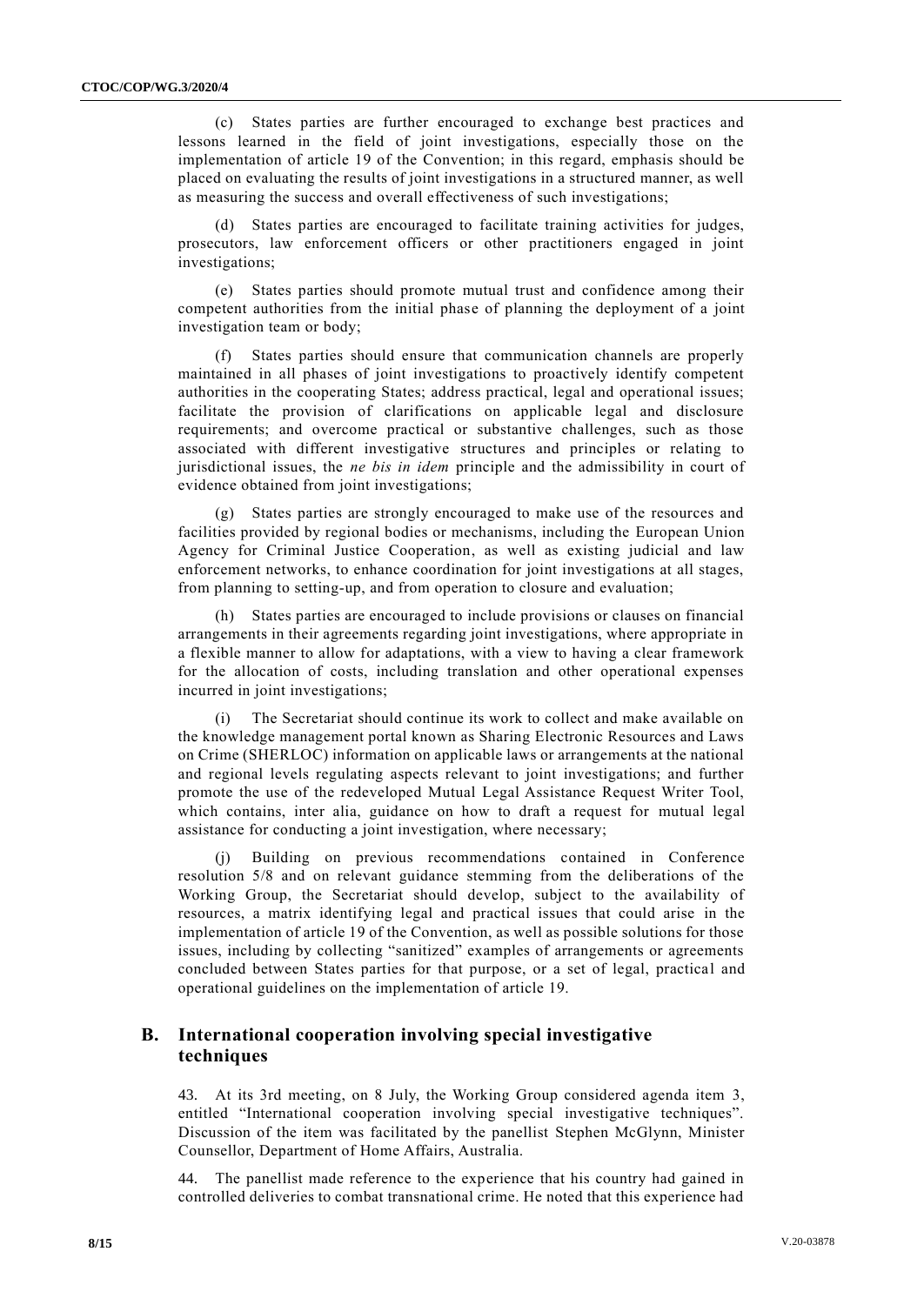(c) States parties are further encouraged to exchange best practices and lessons learned in the field of joint investigations, especially those on the implementation of article 19 of the Convention; in this regard, emphasis should be placed on evaluating the results of joint investigations in a structured manner, as well as measuring the success and overall effectiveness of such investigations;

(d) States parties are encouraged to facilitate training activities for judges, prosecutors, law enforcement officers or other practitioners engaged in joint investigations;

(e) States parties should promote mutual trust and confidence among their competent authorities from the initial phase of planning the deployment of a joint investigation team or body;

(f) States parties should ensure that communication channels are properly maintained in all phases of joint investigations to proactively identify competent authorities in the cooperating States; address practical, legal and operational issues; facilitate the provision of clarifications on applicable legal and disclosure requirements; and overcome practical or substantive challenges, such as those associated with different investigative structures and principles or relating to jurisdictional issues, the *ne bis in idem* principle and the admissibility in court of evidence obtained from joint investigations;

(g) States parties are strongly encouraged to make use of the resources and facilities provided by regional bodies or mechanisms, including the European Union Agency for Criminal Justice Cooperation, as well as existing judicial and law enforcement networks, to enhance coordination for joint investigations at all stages, from planning to setting-up, and from operation to closure and evaluation;

(h) States parties are encouraged to include provisions or clauses on financial arrangements in their agreements regarding joint investigations, where appropriate in a flexible manner to allow for adaptations, with a view to having a clear framework for the allocation of costs, including translation and other operational expenses incurred in joint investigations;

(i) The Secretariat should continue its work to collect and make available on the knowledge management portal known as Sharing Electronic Resources and Laws on Crime (SHERLOC) information on applicable laws or arrangements at the national and regional levels regulating aspects relevant to joint investigations; and further promote the use of the redeveloped Mutual Legal Assistance Request Writer Tool, which contains, inter alia, guidance on how to draft a request for mutual legal assistance for conducting a joint investigation, where necessary;

(j) Building on previous recommendations contained in Conference resolution 5/8 and on relevant guidance stemming from the deliberations of the Working Group, the Secretariat should develop, subject to the availability of resources, a matrix identifying legal and practical issues that could arise in the implementation of article 19 of the Convention, as well as possible solutions for those issues, including by collecting "sanitized" examples of arrangements or agreements concluded between States parties for that purpose, or a set of legal, practical and operational guidelines on the implementation of article 19.

## B. International cooperation involving special investigative techniques

43. At its 3rd meeting, on 8 July, the Working Group considered agenda item 3, entitled "International cooperation involving special investigative techniques". Discussion of the item was facilitated by the panellist Stephen McGlynn, Minister Counsellor, Department of Home Affairs, Australia.

44. The panellist made reference to the experience that his country had gained in controlled deliveries to combat transnational crime. He noted that this experience had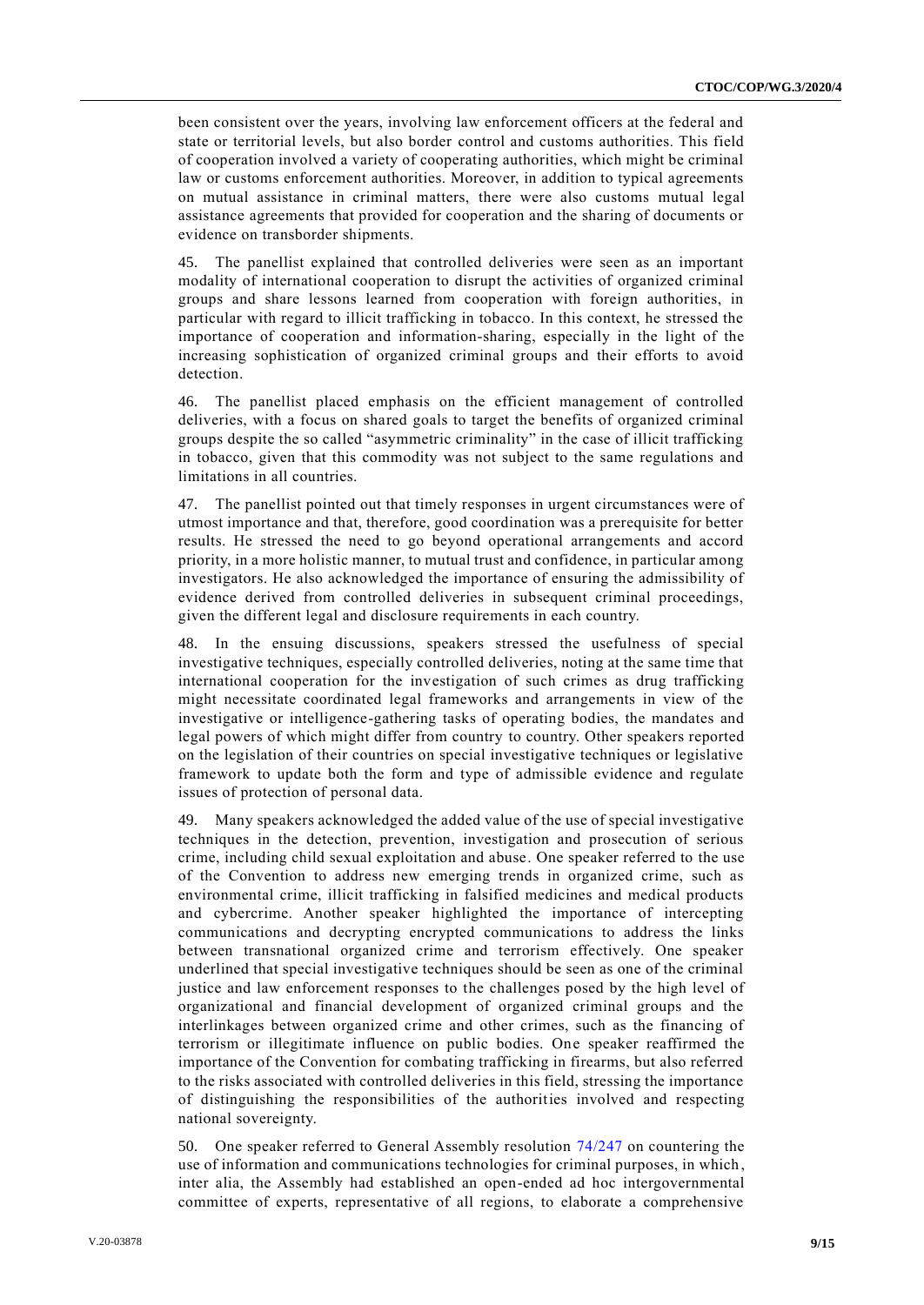been consistent over the years, involving law enforcement officers at the federal and state or territorial levels, but also border control and customs authorities. This field of cooperation involved a variety of cooperating authorities, which might be criminal law or customs enforcement authorities. Moreover, in addition to typical agreements on mutual assistance in criminal matters, there were also customs mutual legal assistance agreements that provided for cooperation and the sharing of documents or evidence on transborder shipments.

45. The panellist explained that controlled deliveries were seen as an important modality of international cooperation to disrupt the activities of organized criminal groups and share lessons learned from cooperation with foreign authorities, in particular with regard to illicit trafficking in tobacco. In this context, he stressed the importance of cooperation and information-sharing, especially in the light of the increasing sophistication of organized criminal groups and their efforts to avoid detection.

46. The panellist placed emphasis on the efficient management of controlled deliveries, with a focus on shared goals to target the benefits of organized criminal groups despite the so called "asymmetric criminality" in the case of illicit trafficking in tobacco, given that this commodity was not subject to the same regulations and limitations in all countries.

47. The panellist pointed out that timely responses in urgent circumstances were of utmost importance and that, therefore, good coordination was a prerequisite for better results. He stressed the need to go beyond operational arrangements and accord priority, in a more holistic manner, to mutual trust and confidence, in particular among investigators. He also acknowledged the importance of ensuring the admissibility of evidence derived from controlled deliveries in subsequent criminal proceedings, given the different legal and disclosure requirements in each country.

48. In the ensuing discussions, speakers stressed the usefulness of special investigative techniques, especially controlled deliveries, noting at the same time that international cooperation for the investigation of such crimes as drug trafficking might necessitate coordinated legal frameworks and arrangements in view of the investigative or intelligence-gathering tasks of operating bodies, the mandates and legal powers of which might differ from country to country. Other speakers reported on the legislation of their countries on special investigative techniques or legislative framework to update both the form and type of admissible evidence and regulate issues of protection of personal data.

49. Many speakers acknowledged the added value of the use of special investigative techniques in the detection, prevention, investigation and prosecution of serious crime, including child sexual exploitation and abuse. One speaker referred to the use of the Convention to address new emerging trends in organized crime, such as environmental crime, illicit trafficking in falsified medicines and medical products and cybercrime. Another speaker highlighted the importance of intercepting communications and decrypting encrypted communications to address the links between transnational organized crime and terrorism effectively. One speaker underlined that special investigative techniques should be seen as one of the criminal justice and law enforcement responses to the challenges posed by the high level of organizational and financial development of organized criminal groups and the interlinkages between organized crime and other crimes, such as the financing of terrorism or illegitimate influence on public bodies. One speaker reaffirmed the importance of the Convention for combating trafficking in firearms, but also referred to the risks associated with controlled deliveries in this field, stressing the importance of distinguishing the responsibilities of the authorities involved and respecting national sovereignty.

50. One speaker referred to General Assembly resolution 74/247 on countering the use of information and communications technologies for criminal purposes, in which, inter alia, the Assembly had established an open-ended ad hoc intergovernmental committee of experts, representative of all regions, to elaborate a comprehensive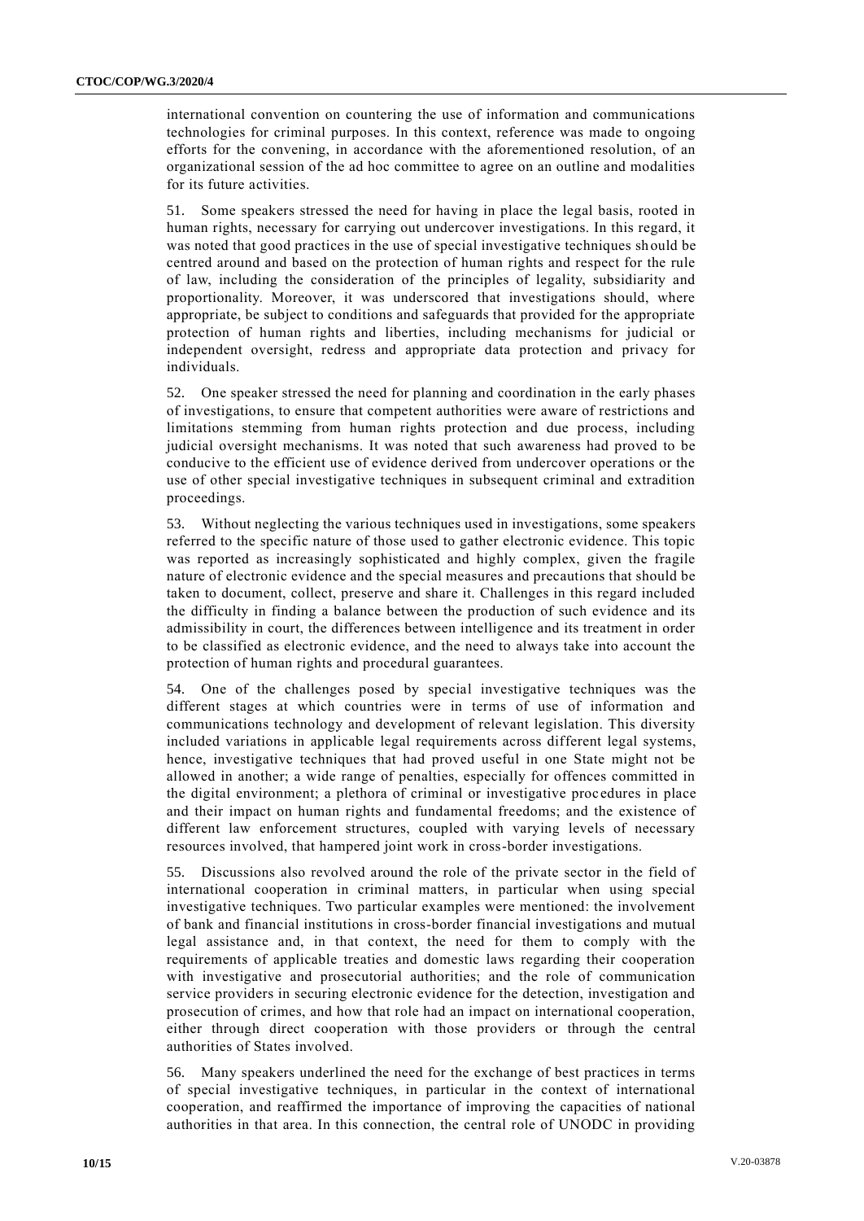international convention on countering the use of information and communications technologies for criminal purposes. In this context, reference was made to ongoing efforts for the convening, in accordance with the aforementioned resolution, of an organizational session of the ad hoc committee to agree on an outline and modalities for its future activities.

51. Some speakers stressed the need for having in place the legal basis, rooted in human rights, necessary for carrying out undercover investigations. In this regard, it was noted that good practices in the use of special investigative techniques should be centred around and based on the protection of human rights and respect for the rule of law, including the consideration of the principles of legality, subsidiarity and proportionality. Moreover, it was underscored that investigations should, where appropriate, be subject to conditions and safeguards that provided for the appropriate protection of human rights and liberties, including mechanisms for judicial or independent oversight, redress and appropriate data protection and privacy for individuals.

52. One speaker stressed the need for planning and coordination in the early phases of investigations, to ensure that competent authorities were aware of restrictions and limitations stemming from human rights protection and due process, including judicial oversight mechanisms. It was noted that such awareness had proved to be conducive to the efficient use of evidence derived from undercover operations or the use of other special investigative techniques in subsequent criminal and extradition proceedings.

53. Without neglecting the various techniques used in investigations, some speakers referred to the specific nature of those used to gather electronic evidence. This topic was reported as increasingly sophisticated and highly complex, given the fragile nature of electronic evidence and the special measures and precautions that should be taken to document, collect, preserve and share it. Challenges in this regard included the difficulty in finding a balance between the production of such evidence and its admissibility in court, the differences between intelligence and its treatment in order to be classified as electronic evidence, and the need to always take into account the protection of human rights and procedural guarantees.

54. One of the challenges posed by special investigative techniques was the different stages at which countries were in terms of use of information and communications technology and development of relevant legislation. This diversity included variations in applicable legal requirements across different legal systems, hence, investigative techniques that had proved useful in one State might not be allowed in another; a wide range of penalties, especially for offences committed in the digital environment; a plethora of criminal or investigative procedures in place and their impact on human rights and fundamental freedoms; and the existence of different law enforcement structures, coupled with varying levels of necessary resources involved, that hampered joint work in cross-border investigations.

55. Discussions also revolved around the role of the private sector in the field of international cooperation in criminal matters, in particular when using special investigative techniques. Two particular examples were mentioned: the involvement of bank and financial institutions in cross-border financial investigations and mutual legal assistance and, in that context, the need for them to comply with the requirements of applicable treaties and domestic laws regarding their cooperation with investigative and prosecutorial authorities; and the role of communication service providers in securing electronic evidence for the detection, investigation and prosecution of crimes, and how that role had an impact on international cooperation, either through direct cooperation with those providers or through the central authorities of States involved.

56. Many speakers underlined the need for the exchange of best practices in terms of special investigative techniques, in particular in the context of international cooperation, and reaffirmed the importance of improving the capacities of national authorities in that area. In this connection, the central role of UNODC in providing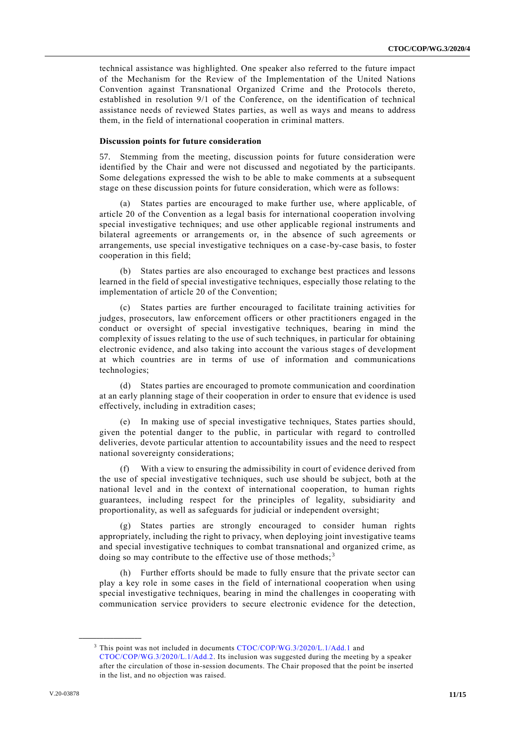technical assistance was highlighted. One speaker also referred to the future impact of the Mechanism for the Review of the Implementation of the United Nations Convention against Transnational Organized Crime and the Protocols thereto, established in resolution 9/1 of the Conference, on the identification of technical assistance needs of reviewed States parties, as well as ways and means to address them, in the field of international cooperation in criminal matters.

**Discussion points for future consideration**

57. Stemming from the meeting, discussion points for future consideration were identified by the Chair and were not discussed and negotiated by the participants. Some delegations expressed the wish to be able to make comments at a subsequent stage on these discussion points for future consideration, which were as follows:

(a) States parties are encouraged to make further use, where applicable, of article 20 of the Convention as a legal basis for international cooperation involving special investigative techniques; and use other applicable regional instruments and bilateral agreements or arrangements or, in the absence of such agreements or arrangements, use special investigative techniques on a case-by-case basis, to foster cooperation in this field;

(b) States parties are also encouraged to exchange best practices and lessons learned in the field of special investigative techniques, especially those relating to the implementation of article 20 of the Convention;

(c) States parties are further encouraged to facilitate training activities for judges, prosecutors, law enforcement officers or other practitioners engaged in the conduct or oversight of special investigative techniques, bearing in mind the complexity of issues relating to the use of such techniques, in particular for obtaining electronic evidence, and also taking into account the various stages of development at which countries are in terms of use of information and communications technologies;

(d) States parties are encouraged to promote communication and coordination at an early planning stage of their cooperation in order to ensure that evidence is used effectively, including in extradition cases;

(e) In making use of special investigative techniques, States parties should, given the potential danger to the public, in particular with regard to controlled deliveries, devote particular attention to accountability issues and the need to respect national sovereignty considerations;

(f) With a view to ensuring the admissibility in court of evidence derived from the use of special investigative techniques, such use should be subject, both at the national level and in the context of international cooperation, to human rights guarantees, including respect for the principles of legality, subsidiarity and proportionality, as well as safeguards for judicial or independent oversight;

(g) States parties are strongly encouraged to consider human rights appropriately, including the right to privacy, when deploying joint investigative teams and special investigative techniques to combat transnational and organized crime, as doing so may contribute to the effective use of those methods;[3]

(h) Further efforts should be made to fully ensure that the private sector can play a key role in some cases in the field of international cooperation when using special investigative techniques, bearing in mind the challenges in cooperating with communication service providers to secure electronic evidence for the detection,

---

[3] This point was not included in documents CTOC/COP/WG.3/2020/L.1/Add.1 and CTOC/COP/WG.3/2020/L.1/Add.2. Its inclusion was suggested during the meeting by a speaker after the circulation of those in-session documents. The Chair proposed that the point be inserted in the list, and no objection was raised.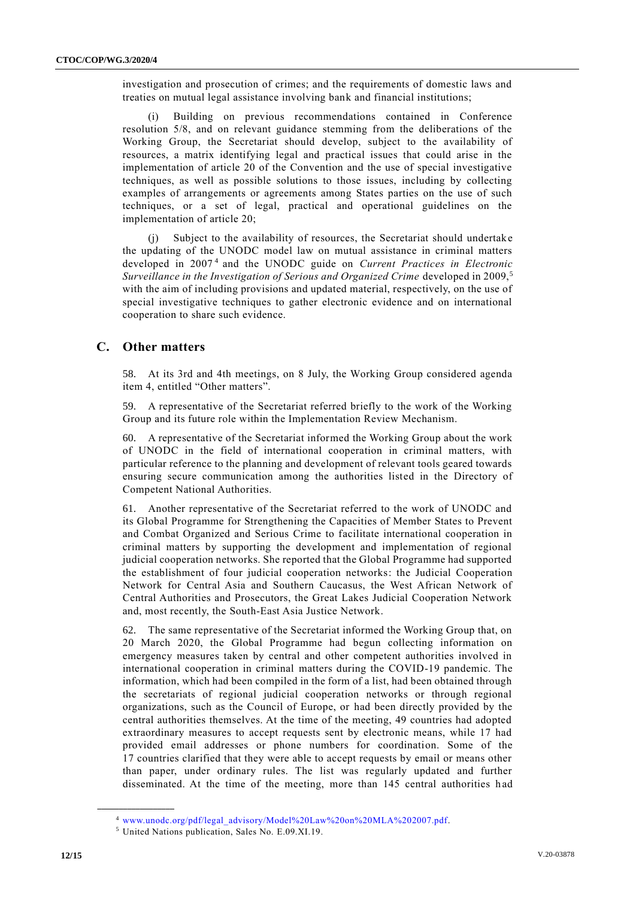investigation and prosecution of crimes; and the requirements of domestic laws and treaties on mutual legal assistance involving bank and financial institutions;

(i) Building on previous recommendations contained in Conference resolution 5/8, and on relevant guidance stemming from the deliberations of the Working Group, the Secretariat should develop, subject to the availability of resources, a matrix identifying legal and practical issues that could arise in the implementation of article 20 of the Convention and the use of special investigative techniques, as well as possible solutions to those issues, including by collecting examples of arrangements or agreements among States parties on the use of such techniques, or a set of legal, practical and operational guidelines on the implementation of article 20;

(j) Subject to the availability of resources, the Secretariat should undertake the updating of the UNODC model law on mutual assistance in criminal matters developed in 2007[4] and the UNODC guide on *Current Practices in Electronic Surveillance in the Investigation of Serious and Organized Crime* developed in 2009,[5] with the aim of including provisions and updated material, respectively, on the use of special investigative techniques to gather electronic evidence and on international cooperation to share such evidence.

## C. Other matters

58. At its 3rd and 4th meetings, on 8 July, the Working Group considered agenda item 4, entitled "Other matters".

59. A representative of the Secretariat referred briefly to the work of the Working Group and its future role within the Implementation Review Mechanism.

60. A representative of the Secretariat informed the Working Group about the work of UNODC in the field of international cooperation in criminal matters, with particular reference to the planning and development of relevant tools geared towards ensuring secure communication among the authorities listed in the Directory of Competent National Authorities.

61. Another representative of the Secretariat referred to the work of UNODC and its Global Programme for Strengthening the Capacities of Member States to Prevent and Combat Organized and Serious Crime to facilitate international cooperation in criminal matters by supporting the development and implementation of regional judicial cooperation networks. She reported that the Global Programme had supported the establishment of four judicial cooperation networks: the Judicial Cooperation Network for Central Asia and Southern Caucasus, the West African Network of Central Authorities and Prosecutors, the Great Lakes Judicial Cooperation Network and, most recently, the South-East Asia Justice Network.

62. The same representative of the Secretariat informed the Working Group that, on 20 March 2020, the Global Programme had begun collecting information on emergency measures taken by central and other competent authorities involved in international cooperation in criminal matters during the COVID-19 pandemic. The information, which had been compiled in the form of a list, had been obtained through the secretariats of regional judicial cooperation networks or through regional organizations, such as the Council of Europe, or had been directly provided by the central authorities themselves. At the time of the meeting, 49 countries had adopted extraordinary measures to accept requests sent by electronic means, while 17 had provided email addresses or phone numbers for coordination. Some of the 17 countries clarified that they were able to accept requests by email or means other than paper, under ordinary rules. The list was regularly updated and further disseminated. At the time of the meeting, more than 145 central authorities had

---

[4] www.unodc.org/pdf/legal_advisory/Model%20Law%20on%20MLA%202007.pdf.

[5] United Nations publication, Sales No. E.09.XI.19.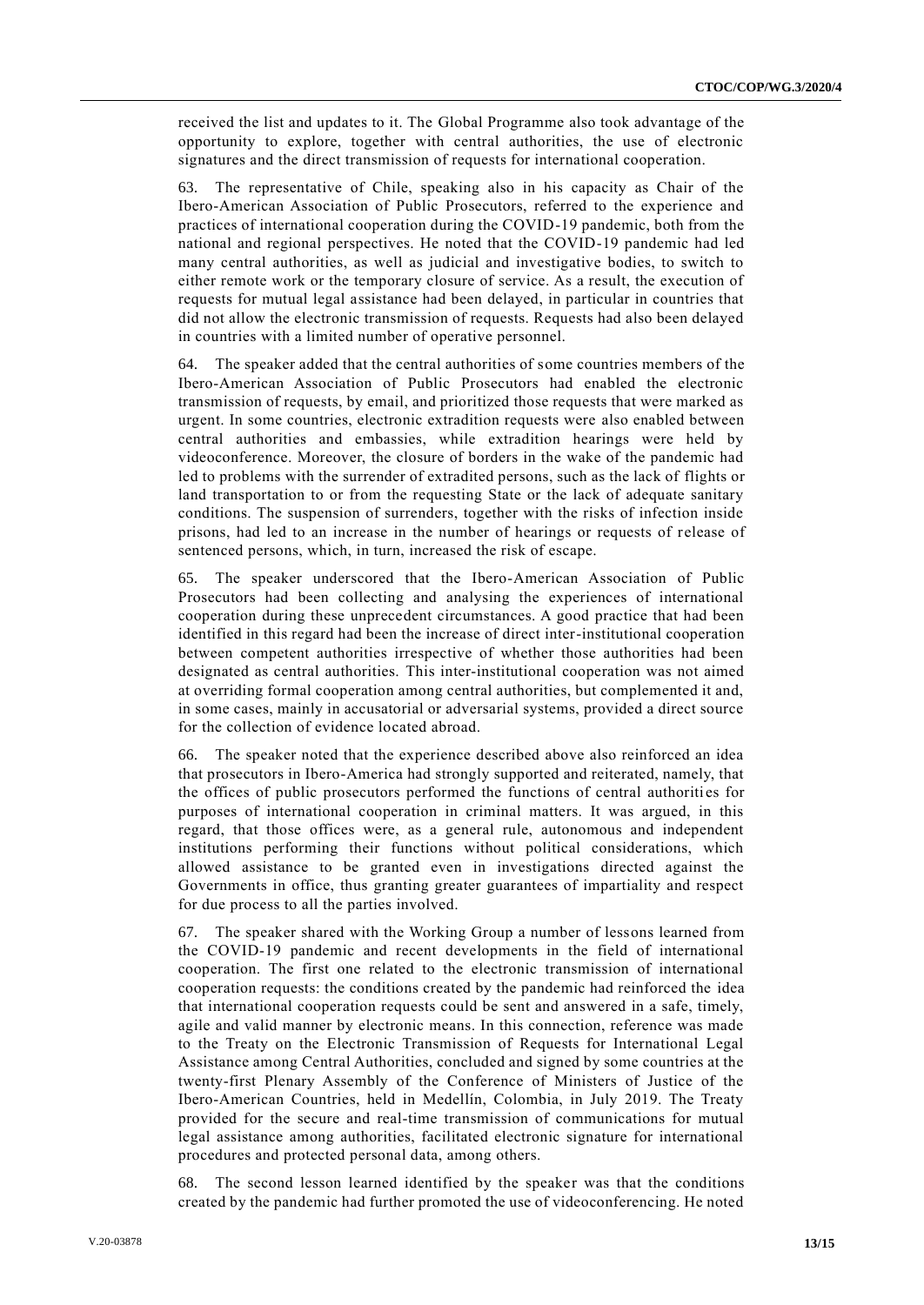received the list and updates to it. The Global Programme also took advantage of the opportunity to explore, together with central authorities, the use of electronic signatures and the direct transmission of requests for international cooperation.

63. The representative of Chile, speaking also in his capacity as Chair of the Ibero-American Association of Public Prosecutors, referred to the experience and practices of international cooperation during the COVID-19 pandemic, both from the national and regional perspectives. He noted that the COVID-19 pandemic had led many central authorities, as well as judicial and investigative bodies, to switch to either remote work or the temporary closure of service. As a result, the execution of requests for mutual legal assistance had been delayed, in particular in countries that did not allow the electronic transmission of requests. Requests had also been delayed in countries with a limited number of operative personnel.

64. The speaker added that the central authorities of some countries members of the Ibero-American Association of Public Prosecutors had enabled the electronic transmission of requests, by email, and prioritized those requests that were marked as urgent. In some countries, electronic extradition requests were also enabled between central authorities and embassies, while extradition hearings were held by videoconference. Moreover, the closure of borders in the wake of the pandemic had led to problems with the surrender of extradited persons, such as the lack of flights or land transportation to or from the requesting State or the lack of adequate sanitary conditions. The suspension of surrenders, together with the risks of infection inside prisons, had led to an increase in the number of hearings or requests of release of sentenced persons, which, in turn, increased the risk of escape.

65. The speaker underscored that the Ibero-American Association of Public Prosecutors had been collecting and analysing the experiences of international cooperation during these unprecedent circumstances. A good practice that had been identified in this regard had been the increase of direct inter-institutional cooperation between competent authorities irrespective of whether those authorities had been designated as central authorities. This inter-institutional cooperation was not aimed at overriding formal cooperation among central authorities, but complemented it and, in some cases, mainly in accusatorial or adversarial systems, provided a direct source for the collection of evidence located abroad.

66. The speaker noted that the experience described above also reinforced an idea that prosecutors in Ibero-America had strongly supported and reiterated, namely, that the offices of public prosecutors performed the functions of central authorities for purposes of international cooperation in criminal matters. It was argued, in this regard, that those offices were, as a general rule, autonomous and independent institutions performing their functions without political considerations, which allowed assistance to be granted even in investigations directed against the Governments in office, thus granting greater guarantees of impartiality and respect for due process to all the parties involved.

67. The speaker shared with the Working Group a number of lessons learned from the COVID-19 pandemic and recent developments in the field of international cooperation. The first one related to the electronic transmission of international cooperation requests: the conditions created by the pandemic had reinforced the idea that international cooperation requests could be sent and answered in a safe, timely, agile and valid manner by electronic means. In this connection, reference was made to the Treaty on the Electronic Transmission of Requests for International Legal Assistance among Central Authorities, concluded and signed by some countries at the twenty-first Plenary Assembly of the Conference of Ministers of Justice of the Ibero-American Countries, held in Medellín, Colombia, in July 2019. The Treaty provided for the secure and real-time transmission of communications for mutual legal assistance among authorities, facilitated electronic signature for international procedures and protected personal data, among others.

68. The second lesson learned identified by the speaker was that the conditions created by the pandemic had further promoted the use of videoconferencing. He noted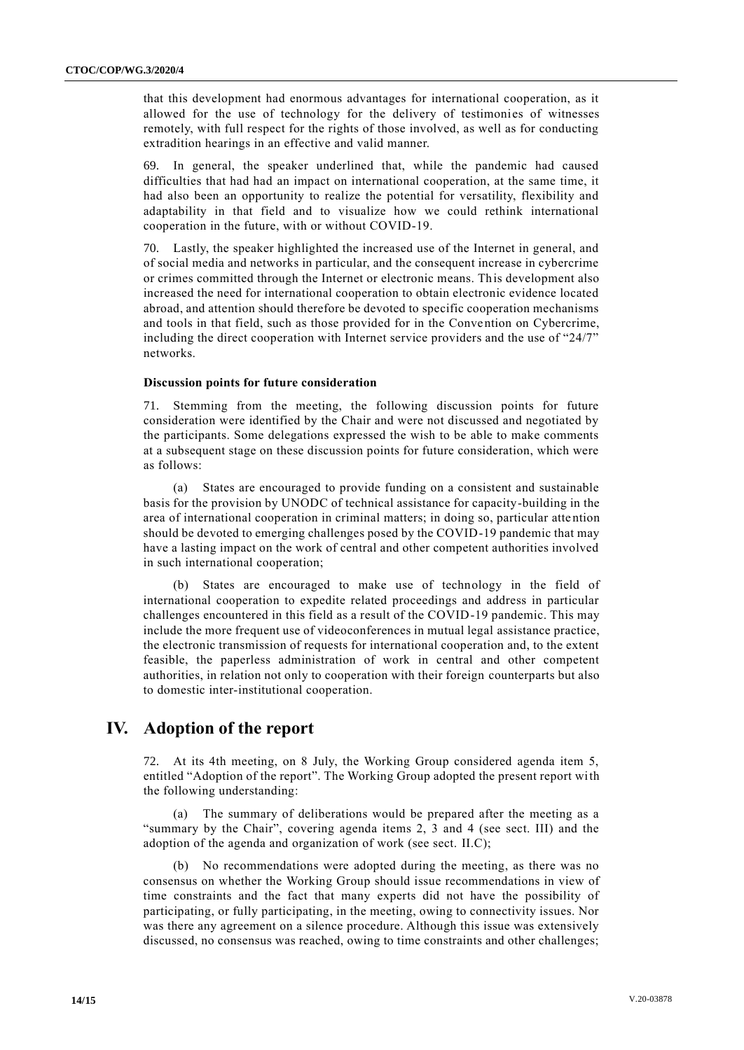that this development had enormous advantages for international cooperation, as it allowed for the use of technology for the delivery of testimonies of witnesses remotely, with full respect for the rights of those involved, as well as for conducting extradition hearings in an effective and valid manner.

69. In general, the speaker underlined that, while the pandemic had caused difficulties that had had an impact on international cooperation, at the same time, it had also been an opportunity to realize the potential for versatility, flexibility and adaptability in that field and to visualize how we could rethink international cooperation in the future, with or without COVID-19.

70. Lastly, the speaker highlighted the increased use of the Internet in general, and of social media and networks in particular, and the consequent increase in cybercrime or crimes committed through the Internet or electronic means. This development also increased the need for international cooperation to obtain electronic evidence located abroad, and attention should therefore be devoted to specific cooperation mechanisms and tools in that field, such as those provided for in the Convention on Cybercrime, including the direct cooperation with Internet service providers and the use of "24/7" networks.

### Discussion points for future consideration

71. Stemming from the meeting, the following discussion points for future consideration were identified by the Chair and were not discussed and negotiated by the participants. Some delegations expressed the wish to be able to make comments at a subsequent stage on these discussion points for future consideration, which were as follows:

(a) States are encouraged to provide funding on a consistent and sustainable basis for the provision by UNODC of technical assistance for capacity-building in the area of international cooperation in criminal matters; in doing so, particular attention should be devoted to emerging challenges posed by the COVID-19 pandemic that may have a lasting impact on the work of central and other competent authorities involved in such international cooperation;

(b) States are encouraged to make use of technology in the field of international cooperation to expedite related proceedings and address in particular challenges encountered in this field as a result of the COVID-19 pandemic. This may include the more frequent use of videoconferences in mutual legal assistance practice, the electronic transmission of requests for international cooperation and, to the extent feasible, the paperless administration of work in central and other competent authorities, in relation not only to cooperation with their foreign counterparts but also to domestic inter-institutional cooperation.

# IV. Adoption of the report

72. At its 4th meeting, on 8 July, the Working Group considered agenda item 5, entitled "Adoption of the report". The Working Group adopted the present report with the following understanding:

(a) The summary of deliberations would be prepared after the meeting as a "summary by the Chair", covering agenda items 2, 3 and 4 (see sect. III) and the adoption of the agenda and organization of work (see sect. II.C);

(b) No recommendations were adopted during the meeting, as there was no consensus on whether the Working Group should issue recommendations in view of time constraints and the fact that many experts did not have the possibility of participating, or fully participating, in the meeting, owing to connectivity issues. Nor was there any agreement on a silence procedure. Although this issue was extensively discussed, no consensus was reached, owing to time constraints and other challenges;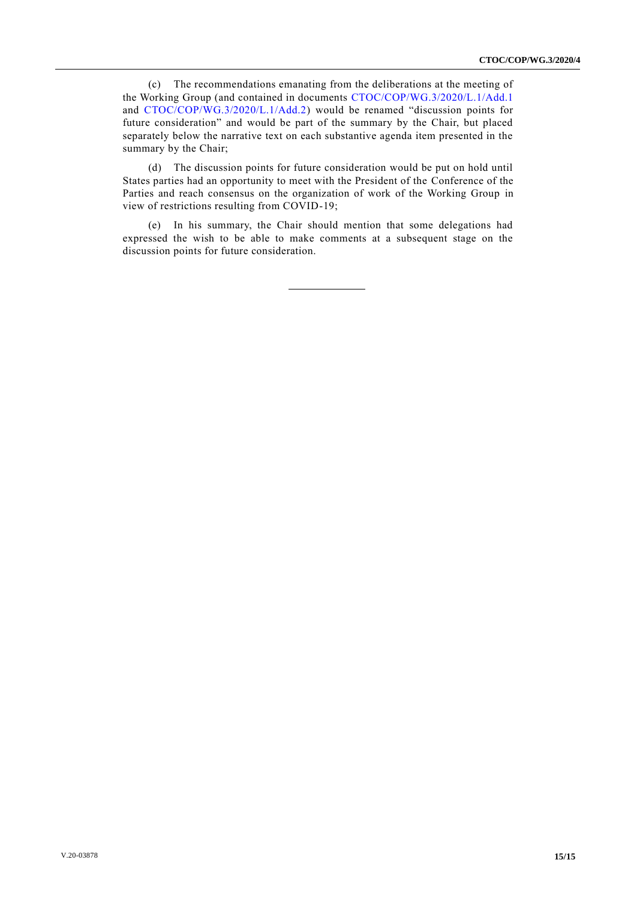(c) The recommendations emanating from the deliberations at the meeting of the Working Group (and contained in documents CTOC/COP/WG.3/2020/L.1/Add.1 and CTOC/COP/WG.3/2020/L.1/Add.2) would be renamed "discussion points for future consideration" and would be part of the summary by the Chair, but placed separately below the narrative text on each substantive agenda item presented in the summary by the Chair;

(d) The discussion points for future consideration would be put on hold until States parties had an opportunity to meet with the President of the Conference of the Parties and reach consensus on the organization of work of the Working Group in view of restrictions resulting from COVID-19;

(e) In his summary, the Chair should mention that some delegations had expressed the wish to be able to make comments at a subsequent stage on the discussion points for future consideration.